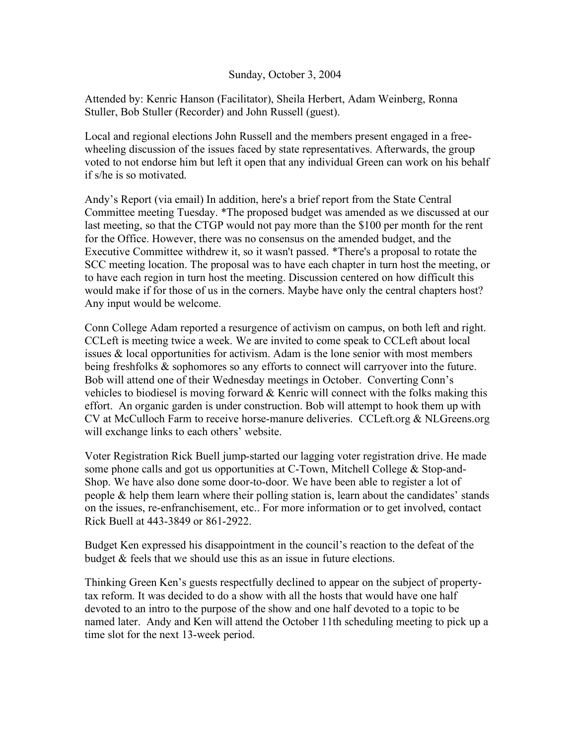Sunday, October 3, 2004

Attended by: Kenric Hanson (Facilitator), Sheila Herbert, Adam Weinberg, Ronna Stuller, Bob Stuller (Recorder) and John Russell (guest).

Local and regional elections John Russell and the members present engaged in a free-wheeling discussion of the issues faced by state representatives. Afterwards, the group voted to not endorse him but left it open that any individual Green can work on his behalf if s/he is so motivated.

Andy's Report (via email) In addition, here's a brief report from the State Central Committee meeting Tuesday. *The proposed budget was amended as we discussed at our last meeting, so that the CTGP would not pay more than the $100 per month for the rent for the Office. However, there was no consensus on the amended budget, and the Executive Committee withdrew it, so it wasn't passed. *There's a proposal to rotate the SCC meeting location. The proposal was to have each chapter in turn host the meeting, or to have each region in turn host the meeting. Discussion centered on how difficult this would make if for those of us in the corners. Maybe have only the central chapters host? Any input would be welcome.

Conn College Adam reported a resurgence of activism on campus, on both left and right. CCLeft is meeting twice a week. We are invited to come speak to CCLeft about local issues & local opportunities for activism. Adam is the lone senior with most members being freshfolks & sophomores so any efforts to connect will carryover into the future. Bob will attend one of their Wednesday meetings in October. Converting Conn's vehicles to biodiesel is moving forward & Kenric will connect with the folks making this effort. An organic garden is under construction. Bob will attempt to hook them up with CV at McCulloch Farm to receive horse-manure deliveries. CCLeft.org & NLGreens.org will exchange links to each others' website.

Voter Registration Rick Buell jump-started our lagging voter registration drive. He made some phone calls and got us opportunities at C-Town, Mitchell College & Stop-and-Shop. We have also done some door-to-door. We have been able to register a lot of people & help them learn where their polling station is, learn about the candidates' stands on the issues, re-enfranchisement, etc.. For more information or to get involved, contact Rick Buell at 443-3849 or 861-2922.

Budget Ken expressed his disappointment in the council's reaction to the defeat of the budget & feels that we should use this as an issue in future elections.

Thinking Green Ken's guests respectfully declined to appear on the subject of property-tax reform. It was decided to do a show with all the hosts that would have one half devoted to an intro to the purpose of the show and one half devoted to a topic to be named later. Andy and Ken will attend the October 11th scheduling meeting to pick up a time slot for the next 13-week period.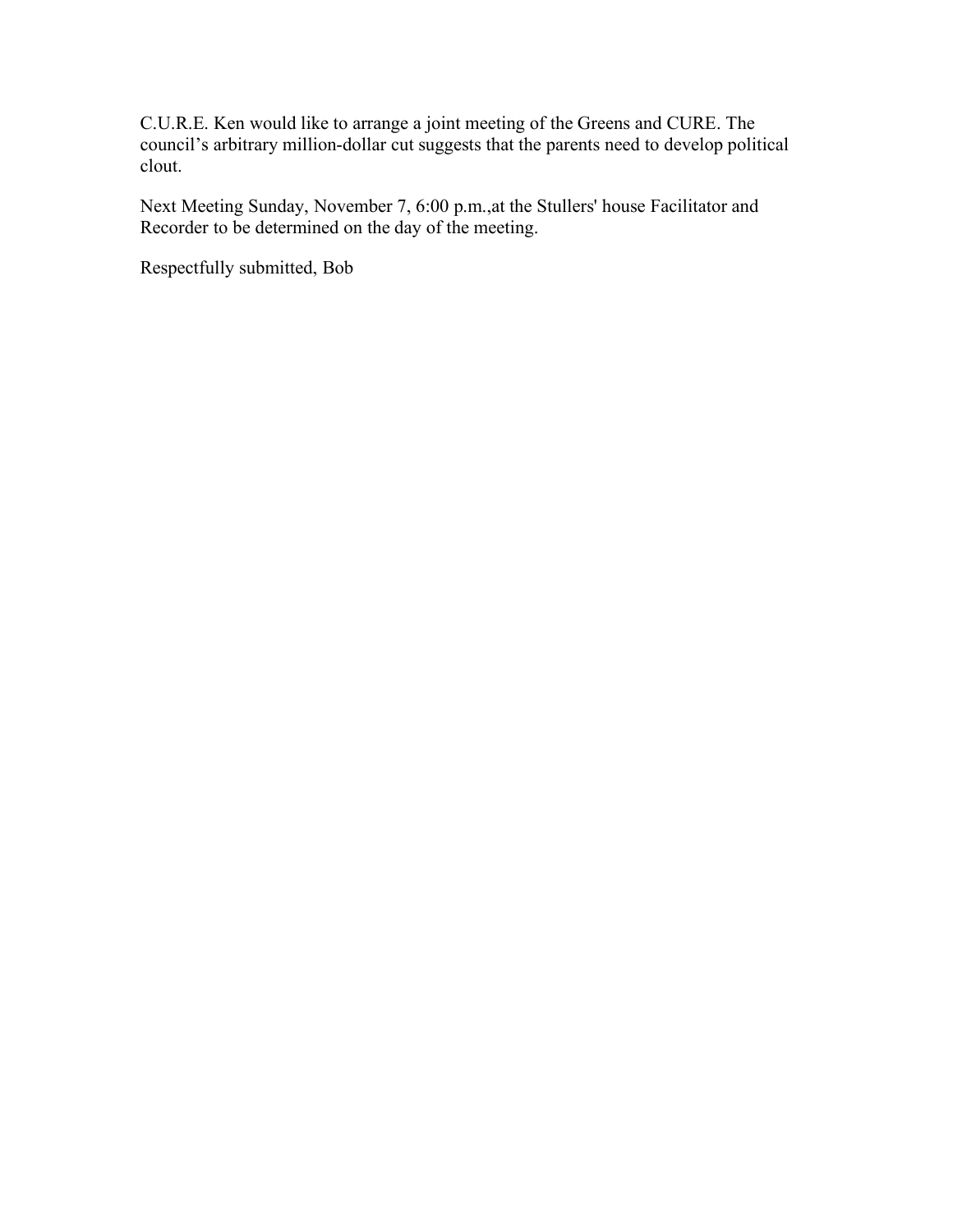C.U.R.E. Ken would like to arrange a joint meeting of the Greens and CURE. The council's arbitrary million-dollar cut suggests that the parents need to develop political clout.

Next Meeting Sunday, November 7, 6:00 p.m.,at the Stullers' house Facilitator and Recorder to be determined on the day of the meeting.

Respectfully submitted, Bob